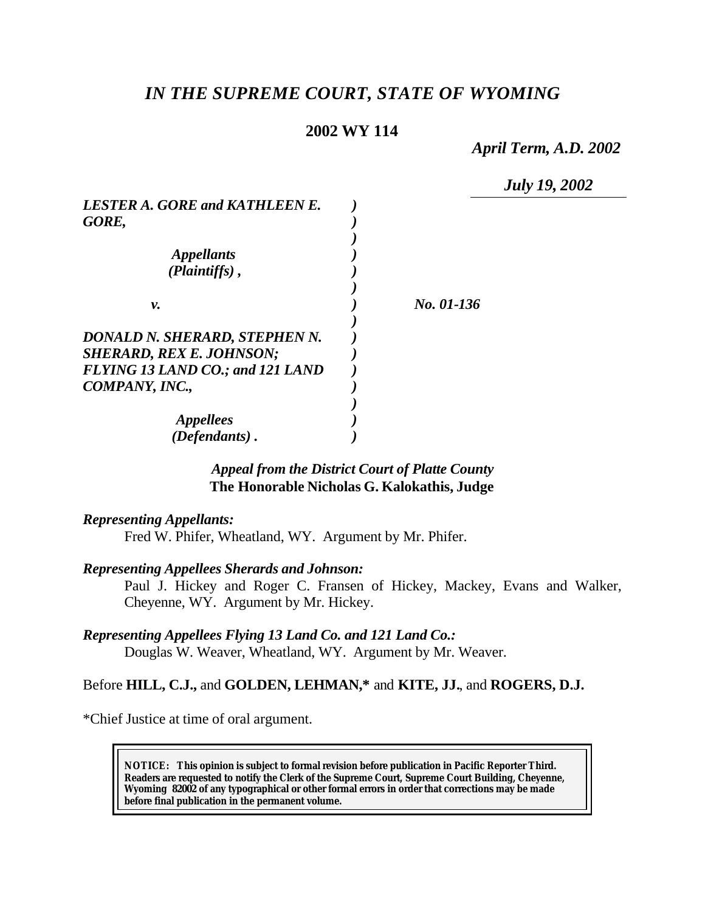# *IN THE SUPREME COURT, STATE OF WYOMING*

**2002 WY 114**

*April Term, A.D. 2002*

*July 19, 2002*

*LESTER A. GORE and KATHLEEN E. GORE,*

*Appellants (Plaintiffs),*

*v.*

*No. 01-136*

*DONALD N. SHERARD, STEPHEN N. SHERARD, REX E. JOHNSON; FLYING 13 LAND CO.; and 121 LAND COMPANY, INC.,*

*Appellees (Defendants).*

*Appeal from the District Court of Platte County*
**The Honorable Nicholas G. Kalokathis, Judge**

***Representing Appellants:***

Fred W. Phifer, Wheatland, WY. Argument by Mr. Phifer.

***Representing Appellees Sherards and Johnson:***

Paul J. Hickey and Roger C. Fransen of Hickey, Mackey, Evans and Walker, Cheyenne, WY. Argument by Mr. Hickey.

***Representing Appellees Flying 13 Land Co. and 121 Land Co.:***

Douglas W. Weaver, Wheatland, WY. Argument by Mr. Weaver.

Before **HILL, C.J.,** and **GOLDEN, LEHMAN,\*** and **KITE, JJ.**, and **ROGERS, D.J.**

\*Chief Justice at time of oral argument.

**NOTICE: This opinion is subject to formal revision before publication in Pacific Reporter Third. Readers are requested to notify the Clerk of the Supreme Court, Supreme Court Building, Cheyenne, Wyoming 82002 of any typographical or other formal errors in order that corrections may be made before final publication in the permanent volume.**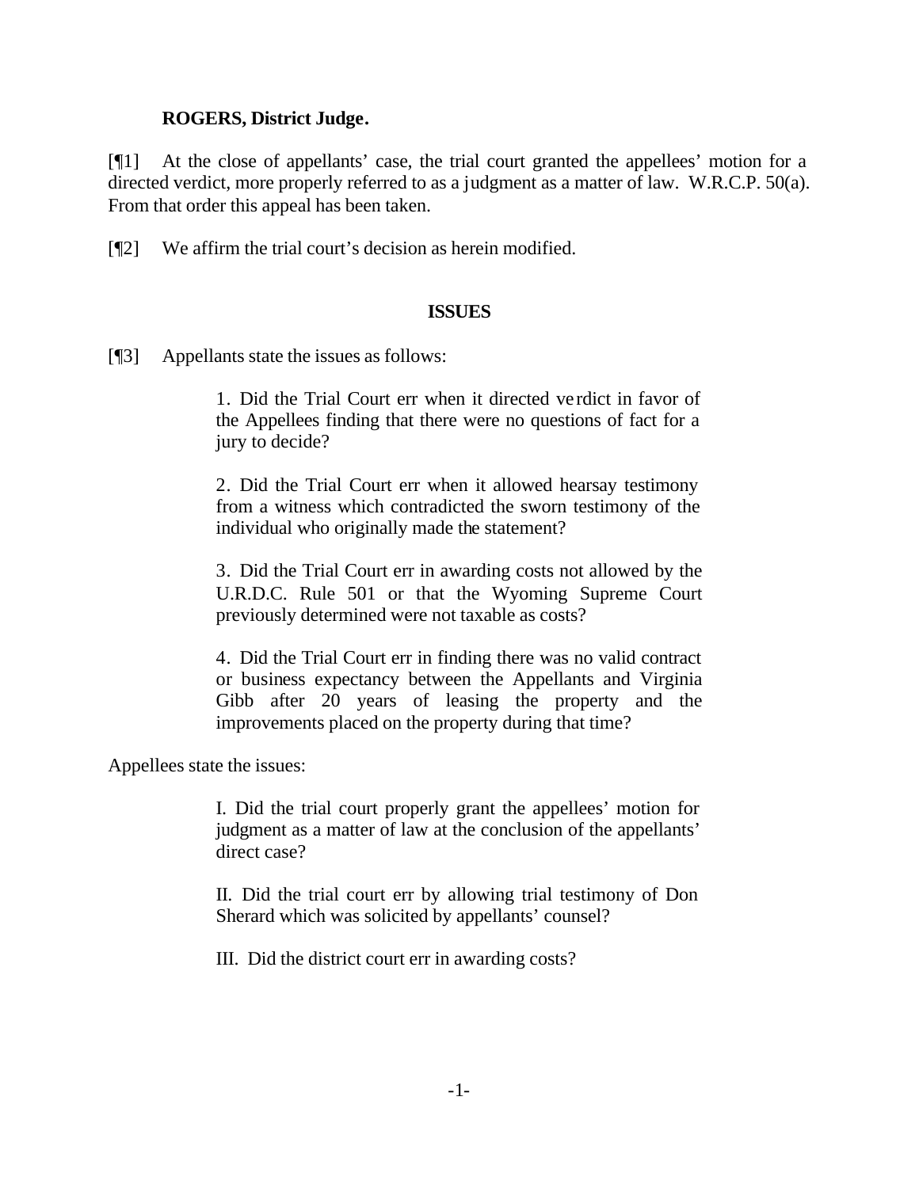**ROGERS, District Judge.**

[¶1] At the close of appellants' case, the trial court granted the appellees' motion for a directed verdict, more properly referred to as a judgment as a matter of law. W.R.C.P. 50(a). From that order this appeal has been taken.

[¶2] We affirm the trial court's decision as herein modified.

## ISSUES

[¶3] Appellants state the issues as follows:

> 1. Did the Trial Court err when it directed verdict in favor of the Appellees finding that there were no questions of fact for a jury to decide?
>
> 2. Did the Trial Court err when it allowed hearsay testimony from a witness which contradicted the sworn testimony of the individual who originally made the statement?
>
> 3. Did the Trial Court err in awarding costs not allowed by the U.R.D.C. Rule 501 or that the Wyoming Supreme Court previously determined were not taxable as costs?
>
> 4. Did the Trial Court err in finding there was no valid contract or business expectancy between the Appellants and Virginia Gibb after 20 years of leasing the property and the improvements placed on the property during that time?

Appellees state the issues:

> I. Did the trial court properly grant the appellees' motion for judgment as a matter of law at the conclusion of the appellants' direct case?
>
> II. Did the trial court err by allowing trial testimony of Don Sherard which was solicited by appellants' counsel?
>
> III. Did the district court err in awarding costs?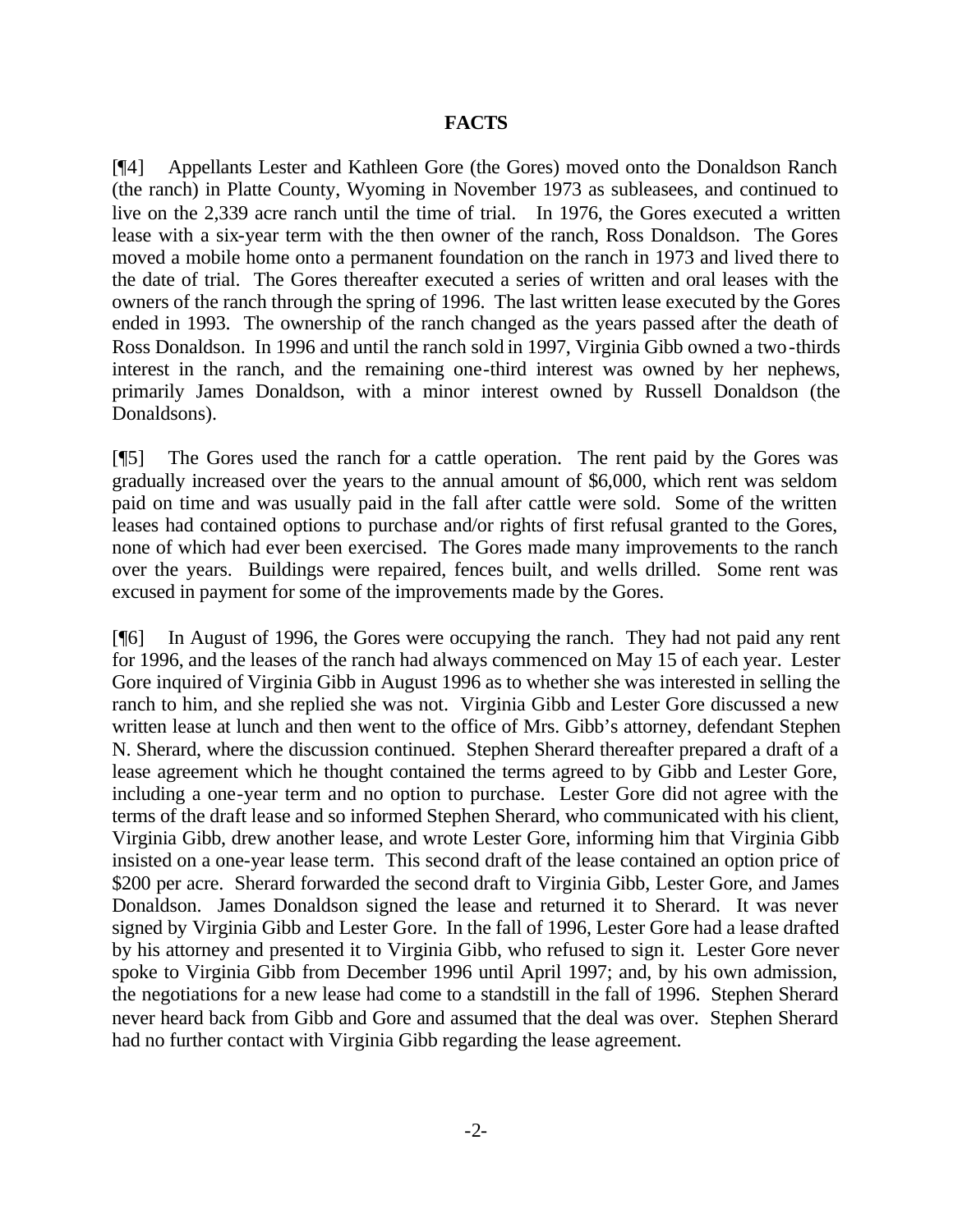## FACTS

[¶4] Appellants Lester and Kathleen Gore (the Gores) moved onto the Donaldson Ranch (the ranch) in Platte County, Wyoming in November 1973 as subleasees, and continued to live on the 2,339 acre ranch until the time of trial. In 1976, the Gores executed a written lease with a six-year term with the then owner of the ranch, Ross Donaldson. The Gores moved a mobile home onto a permanent foundation on the ranch in 1973 and lived there to the date of trial. The Gores thereafter executed a series of written and oral leases with the owners of the ranch through the spring of 1996. The last written lease executed by the Gores ended in 1993. The ownership of the ranch changed as the years passed after the death of Ross Donaldson. In 1996 and until the ranch sold in 1997, Virginia Gibb owned a two-thirds interest in the ranch, and the remaining one-third interest was owned by her nephews, primarily James Donaldson, with a minor interest owned by Russell Donaldson (the Donaldsons).

[¶5] The Gores used the ranch for a cattle operation. The rent paid by the Gores was gradually increased over the years to the annual amount of $6,000, which rent was seldom paid on time and was usually paid in the fall after cattle were sold. Some of the written leases had contained options to purchase and/or rights of first refusal granted to the Gores, none of which had ever been exercised. The Gores made many improvements to the ranch over the years. Buildings were repaired, fences built, and wells drilled. Some rent was excused in payment for some of the improvements made by the Gores.

[¶6] In August of 1996, the Gores were occupying the ranch. They had not paid any rent for 1996, and the leases of the ranch had always commenced on May 15 of each year. Lester Gore inquired of Virginia Gibb in August 1996 as to whether she was interested in selling the ranch to him, and she replied she was not. Virginia Gibb and Lester Gore discussed a new written lease at lunch and then went to the office of Mrs. Gibb's attorney, defendant Stephen N. Sherard, where the discussion continued. Stephen Sherard thereafter prepared a draft of a lease agreement which he thought contained the terms agreed to by Gibb and Lester Gore, including a one-year term and no option to purchase. Lester Gore did not agree with the terms of the draft lease and so informed Stephen Sherard, who communicated with his client, Virginia Gibb, drew another lease, and wrote Lester Gore, informing him that Virginia Gibb insisted on a one-year lease term. This second draft of the lease contained an option price of $200 per acre. Sherard forwarded the second draft to Virginia Gibb, Lester Gore, and James Donaldson. James Donaldson signed the lease and returned it to Sherard. It was never signed by Virginia Gibb and Lester Gore. In the fall of 1996, Lester Gore had a lease drafted by his attorney and presented it to Virginia Gibb, who refused to sign it. Lester Gore never spoke to Virginia Gibb from December 1996 until April 1997; and, by his own admission, the negotiations for a new lease had come to a standstill in the fall of 1996. Stephen Sherard never heard back from Gibb and Gore and assumed that the deal was over. Stephen Sherard had no further contact with Virginia Gibb regarding the lease agreement.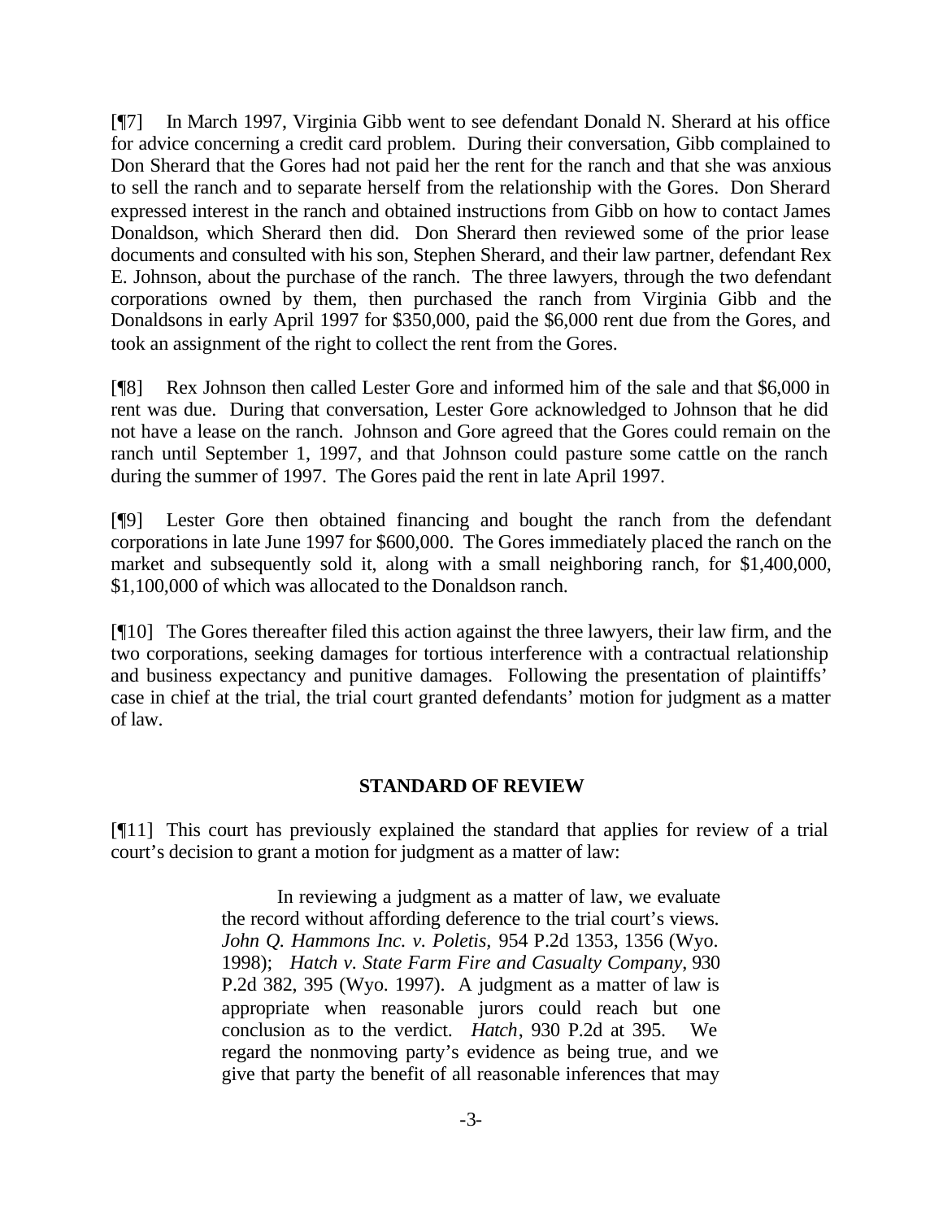[¶7] In March 1997, Virginia Gibb went to see defendant Donald N. Sherard at his office for advice concerning a credit card problem. During their conversation, Gibb complained to Don Sherard that the Gores had not paid her the rent for the ranch and that she was anxious to sell the ranch and to separate herself from the relationship with the Gores. Don Sherard expressed interest in the ranch and obtained instructions from Gibb on how to contact James Donaldson, which Sherard then did. Don Sherard then reviewed some of the prior lease documents and consulted with his son, Stephen Sherard, and their law partner, defendant Rex E. Johnson, about the purchase of the ranch. The three lawyers, through the two defendant corporations owned by them, then purchased the ranch from Virginia Gibb and the Donaldsons in early April 1997 for $350,000, paid the $6,000 rent due from the Gores, and took an assignment of the right to collect the rent from the Gores.

[¶8] Rex Johnson then called Lester Gore and informed him of the sale and that $6,000 in rent was due. During that conversation, Lester Gore acknowledged to Johnson that he did not have a lease on the ranch. Johnson and Gore agreed that the Gores could remain on the ranch until September 1, 1997, and that Johnson could pasture some cattle on the ranch during the summer of 1997. The Gores paid the rent in late April 1997.

[¶9] Lester Gore then obtained financing and bought the ranch from the defendant corporations in late June 1997 for $600,000. The Gores immediately placed the ranch on the market and subsequently sold it, along with a small neighboring ranch, for $1,400,000, $1,100,000 of which was allocated to the Donaldson ranch.

[¶10] The Gores thereafter filed this action against the three lawyers, their law firm, and the two corporations, seeking damages for tortious interference with a contractual relationship and business expectancy and punitive damages. Following the presentation of plaintiffs' case in chief at the trial, the trial court granted defendants' motion for judgment as a matter of law.

## STANDARD OF REVIEW

[¶11] This court has previously explained the standard that applies for review of a trial court's decision to grant a motion for judgment as a matter of law:

> In reviewing a judgment as a matter of law, we evaluate the record without affording deference to the trial court's views. *John Q. Hammons Inc. v. Poletis,* 954 P.2d 1353, 1356 (Wyo. 1998); *Hatch v. State Farm Fire and Casualty Company*, 930 P.2d 382, 395 (Wyo. 1997). A judgment as a matter of law is appropriate when reasonable jurors could reach but one conclusion as to the verdict. *Hatch*, 930 P.2d at 395. We regard the nonmoving party's evidence as being true, and we give that party the benefit of all reasonable inferences that may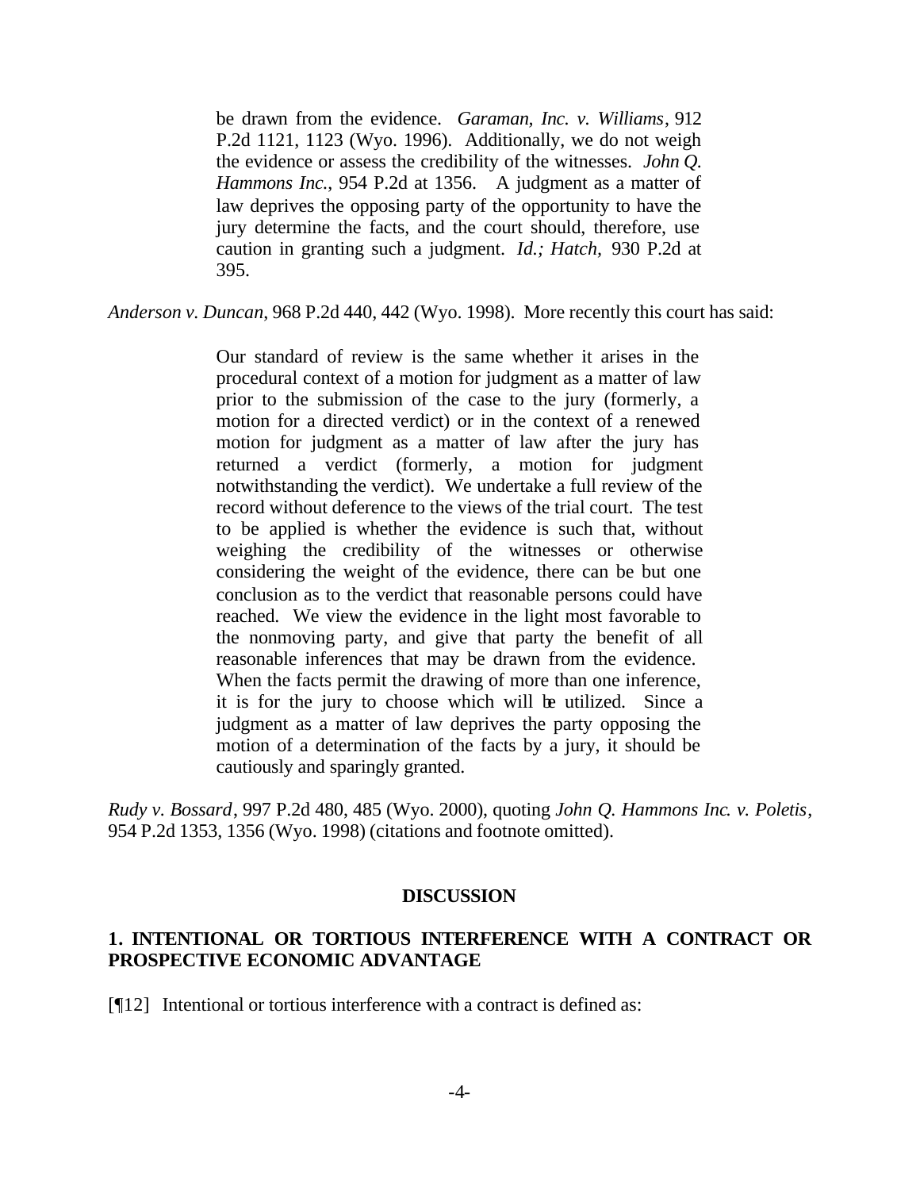> be drawn from the evidence. *Garaman, Inc. v. Williams*, 912 P.2d 1121, 1123 (Wyo. 1996). Additionally, we do not weigh the evidence or assess the credibility of the witnesses. *John Q. Hammons Inc.*, 954 P.2d at 1356. A judgment as a matter of law deprives the opposing party of the opportunity to have the jury determine the facts, and the court should, therefore, use caution in granting such a judgment. *Id.; Hatch*, 930 P.2d at 395.

*Anderson v. Duncan*, 968 P.2d 440, 442 (Wyo. 1998). More recently this court has said:

> Our standard of review is the same whether it arises in the procedural context of a motion for judgment as a matter of law prior to the submission of the case to the jury (formerly, a motion for a directed verdict) or in the context of a renewed motion for judgment as a matter of law after the jury has returned a verdict (formerly, a motion for judgment notwithstanding the verdict). We undertake a full review of the record without deference to the views of the trial court. The test to be applied is whether the evidence is such that, without weighing the credibility of the witnesses or otherwise considering the weight of the evidence, there can be but one conclusion as to the verdict that reasonable persons could have reached. We view the evidence in the light most favorable to the nonmoving party, and give that party the benefit of all reasonable inferences that may be drawn from the evidence. When the facts permit the drawing of more than one inference, it is for the jury to choose which will be utilized. Since a judgment as a matter of law deprives the party opposing the motion of a determination of the facts by a jury, it should be cautiously and sparingly granted.

*Rudy v. Bossard*, 997 P.2d 480, 485 (Wyo. 2000), quoting *John Q. Hammons Inc. v. Poletis*, 954 P.2d 1353, 1356 (Wyo. 1998) (citations and footnote omitted).

## DISCUSSION

### 1. INTENTIONAL OR TORTIOUS INTERFERENCE WITH A CONTRACT OR PROSPECTIVE ECONOMIC ADVANTAGE

[¶12] Intentional or tortious interference with a contract is defined as: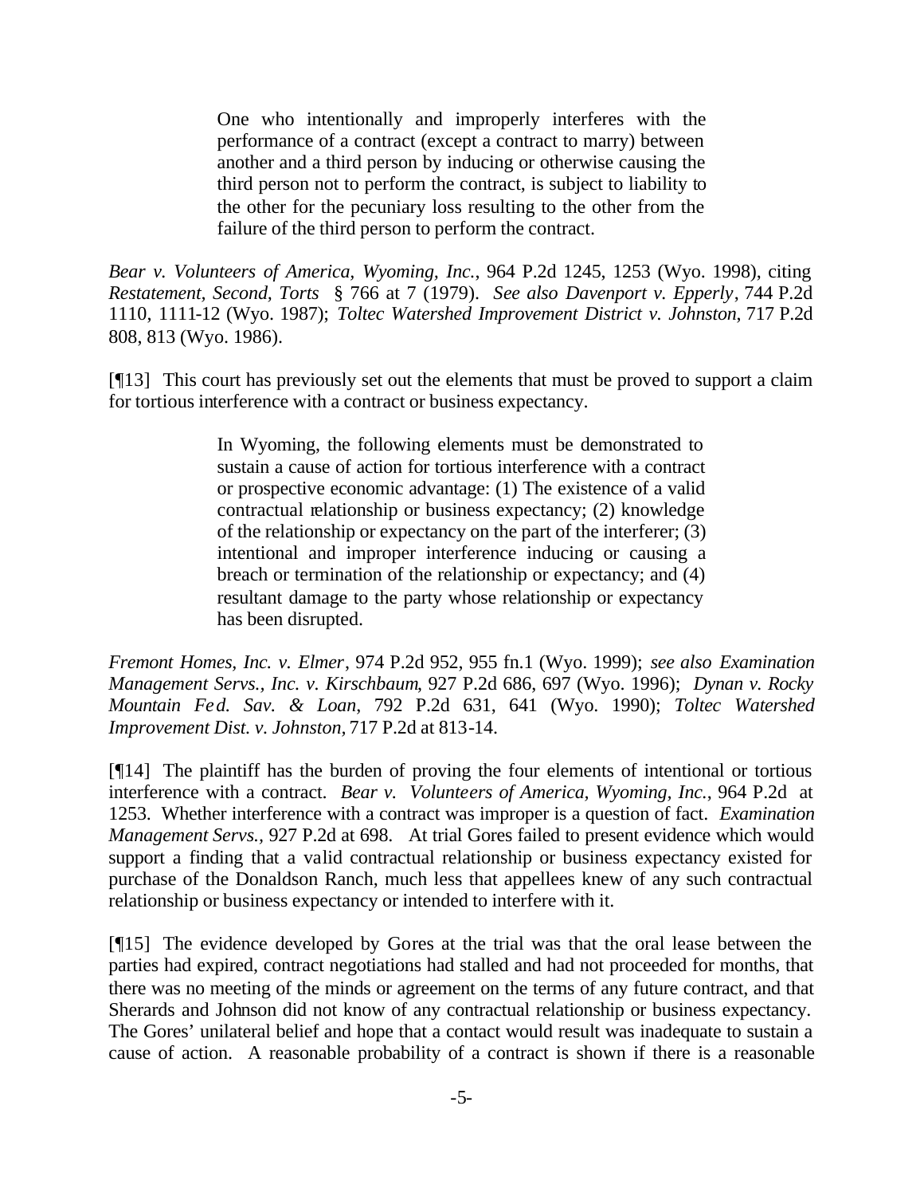> One who intentionally and improperly interferes with the performance of a contract (except a contract to marry) between another and a third person by inducing or otherwise causing the third person not to perform the contract, is subject to liability to the other for the pecuniary loss resulting to the other from the failure of the third person to perform the contract.

*Bear v. Volunteers of America, Wyoming, Inc.*, 964 P.2d 1245, 1253 (Wyo. 1998), citing *Restatement, Second, Torts* § 766 at 7 (1979). *See also Davenport v. Epperly*, 744 P.2d 1110, 1111-12 (Wyo. 1987); *Toltec Watershed Improvement District v. Johnston*, 717 P.2d 808, 813 (Wyo. 1986).

[¶13] This court has previously set out the elements that must be proved to support a claim for tortious interference with a contract or business expectancy.

> In Wyoming, the following elements must be demonstrated to sustain a cause of action for tortious interference with a contract or prospective economic advantage: (1) The existence of a valid contractual relationship or business expectancy; (2) knowledge of the relationship or expectancy on the part of the interferer; (3) intentional and improper interference inducing or causing a breach or termination of the relationship or expectancy; and (4) resultant damage to the party whose relationship or expectancy has been disrupted.

*Fremont Homes, Inc. v. Elmer*, 974 P.2d 952, 955 fn.1 (Wyo. 1999); *see also Examination Management Servs., Inc. v. Kirschbaum*, 927 P.2d 686, 697 (Wyo. 1996); *Dynan v. Rocky Mountain Fed. Sav. & Loan*, 792 P.2d 631, 641 (Wyo. 1990); *Toltec Watershed Improvement Dist. v. Johnston,* 717 P.2d at 813-14.

[¶14] The plaintiff has the burden of proving the four elements of intentional or tortious interference with a contract. *Bear v. Volunteers of America, Wyoming, Inc.*, 964 P.2d at 1253. Whether interference with a contract was improper is a question of fact. *Examination Management Servs.,* 927 P.2d at 698. At trial Gores failed to present evidence which would support a finding that a valid contractual relationship or business expectancy existed for purchase of the Donaldson Ranch, much less that appellees knew of any such contractual relationship or business expectancy or intended to interfere with it.

[¶15] The evidence developed by Gores at the trial was that the oral lease between the parties had expired, contract negotiations had stalled and had not proceeded for months, that there was no meeting of the minds or agreement on the terms of any future contract, and that Sherards and Johnson did not know of any contractual relationship or business expectancy. The Gores' unilateral belief and hope that a contact would result was inadequate to sustain a cause of action. A reasonable probability of a contract is shown if there is a reasonable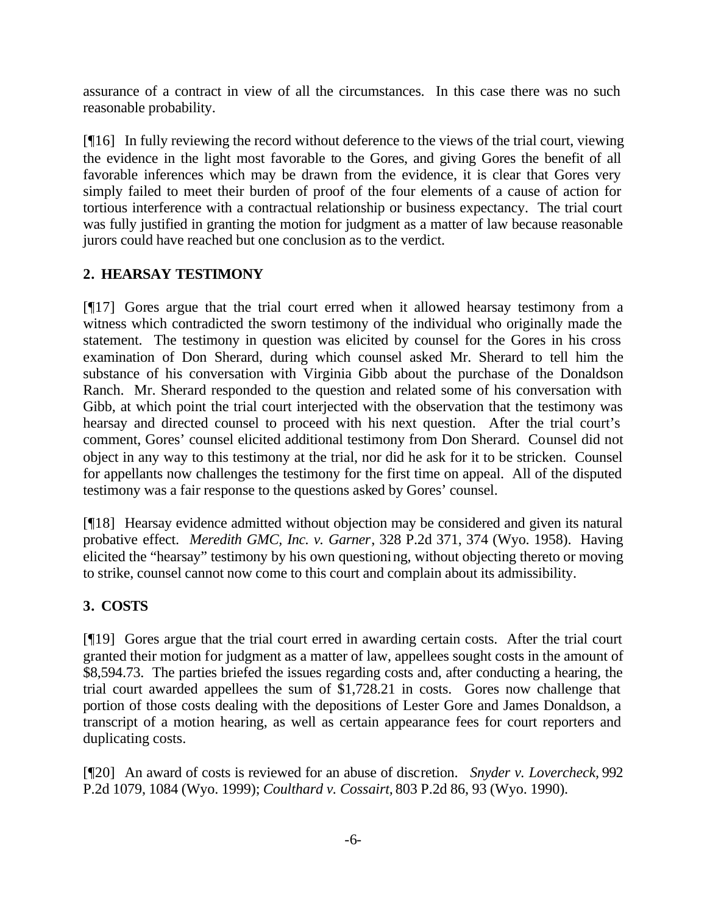assurance of a contract in view of all the circumstances. In this case there was no such reasonable probability.

[¶16] In fully reviewing the record without deference to the views of the trial court, viewing the evidence in the light most favorable to the Gores, and giving Gores the benefit of all favorable inferences which may be drawn from the evidence, it is clear that Gores very simply failed to meet their burden of proof of the four elements of a cause of action for tortious interference with a contractual relationship or business expectancy. The trial court was fully justified in granting the motion for judgment as a matter of law because reasonable jurors could have reached but one conclusion as to the verdict.

## 2. HEARSAY TESTIMONY

[¶17] Gores argue that the trial court erred when it allowed hearsay testimony from a witness which contradicted the sworn testimony of the individual who originally made the statement. The testimony in question was elicited by counsel for the Gores in his cross examination of Don Sherard, during which counsel asked Mr. Sherard to tell him the substance of his conversation with Virginia Gibb about the purchase of the Donaldson Ranch. Mr. Sherard responded to the question and related some of his conversation with Gibb, at which point the trial court interjected with the observation that the testimony was hearsay and directed counsel to proceed with his next question. After the trial court's comment, Gores' counsel elicited additional testimony from Don Sherard. Counsel did not object in any way to this testimony at the trial, nor did he ask for it to be stricken. Counsel for appellants now challenges the testimony for the first time on appeal. All of the disputed testimony was a fair response to the questions asked by Gores' counsel.

[¶18] Hearsay evidence admitted without objection may be considered and given its natural probative effect. *Meredith GMC, Inc. v. Garner*, 328 P.2d 371, 374 (Wyo. 1958). Having elicited the "hearsay" testimony by his own questioning, without objecting thereto or moving to strike, counsel cannot now come to this court and complain about its admissibility.

## 3. COSTS

[¶19] Gores argue that the trial court erred in awarding certain costs. After the trial court granted their motion for judgment as a matter of law, appellees sought costs in the amount of $8,594.73. The parties briefed the issues regarding costs and, after conducting a hearing, the trial court awarded appellees the sum of $1,728.21 in costs. Gores now challenge that portion of those costs dealing with the depositions of Lester Gore and James Donaldson, a transcript of a motion hearing, as well as certain appearance fees for court reporters and duplicating costs.

[¶20] An award of costs is reviewed for an abuse of discretion. *Snyder v. Lovercheck*, 992 P.2d 1079, 1084 (Wyo. 1999); *Coulthard v. Cossairt*, 803 P.2d 86, 93 (Wyo. 1990).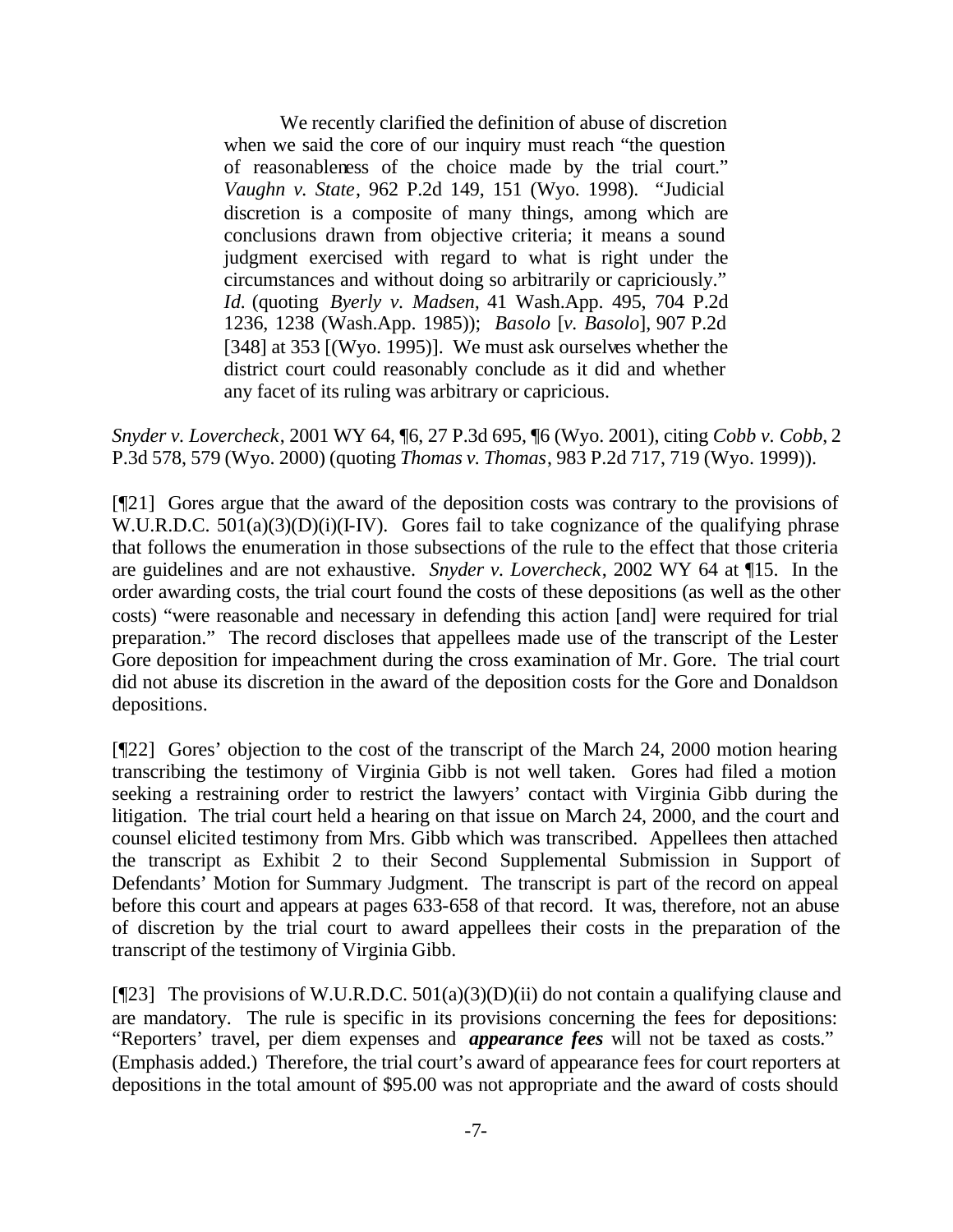> We recently clarified the definition of abuse of discretion when we said the core of our inquiry must reach "the question of reasonableness of the choice made by the trial court." *Vaughn v. State*, 962 P.2d 149, 151 (Wyo. 1998). "Judicial discretion is a composite of many things, among which are conclusions drawn from objective criteria; it means a sound judgment exercised with regard to what is right under the circumstances and without doing so arbitrarily or capriciously." *Id.* (quoting *Byerly v. Madsen,* 41 Wash.App. 495, 704 P.2d 1236, 1238 (Wash.App. 1985)); *Basolo* [*v. Basolo*], 907 P.2d [348] at 353 [(Wyo. 1995)]. We must ask ourselves whether the district court could reasonably conclude as it did and whether any facet of its ruling was arbitrary or capricious.

*Snyder v. Lovercheck*, 2001 WY 64, ¶6, 27 P.3d 695, ¶6 (Wyo. 2001), citing *Cobb v. Cobb*, 2 P.3d 578, 579 (Wyo. 2000) (quoting *Thomas v. Thomas*, 983 P.2d 717, 719 (Wyo. 1999)).

[¶21] Gores argue that the award of the deposition costs was contrary to the provisions of W.U.R.D.C. 501(a)(3)(D)(i)(I-IV). Gores fail to take cognizance of the qualifying phrase that follows the enumeration in those subsections of the rule to the effect that those criteria are guidelines and are not exhaustive. *Snyder v. Lovercheck*, 2002 WY 64 at ¶15. In the order awarding costs, the trial court found the costs of these depositions (as well as the other costs) "were reasonable and necessary in defending this action [and] were required for trial preparation." The record discloses that appellees made use of the transcript of the Lester Gore deposition for impeachment during the cross examination of Mr. Gore. The trial court did not abuse its discretion in the award of the deposition costs for the Gore and Donaldson depositions.

[¶22] Gores' objection to the cost of the transcript of the March 24, 2000 motion hearing transcribing the testimony of Virginia Gibb is not well taken. Gores had filed a motion seeking a restraining order to restrict the lawyers' contact with Virginia Gibb during the litigation. The trial court held a hearing on that issue on March 24, 2000, and the court and counsel elicited testimony from Mrs. Gibb which was transcribed. Appellees then attached the transcript as Exhibit 2 to their Second Supplemental Submission in Support of Defendants' Motion for Summary Judgment. The transcript is part of the record on appeal before this court and appears at pages 633-658 of that record. It was, therefore, not an abuse of discretion by the trial court to award appellees their costs in the preparation of the transcript of the testimony of Virginia Gibb.

[¶23] The provisions of W.U.R.D.C. 501(a)(3)(D)(ii) do not contain a qualifying clause and are mandatory. The rule is specific in its provisions concerning the fees for depositions: "Reporters' travel, per diem expenses and ***appearance fees*** will not be taxed as costs." (Emphasis added.) Therefore, the trial court's award of appearance fees for court reporters at depositions in the total amount of $95.00 was not appropriate and the award of costs should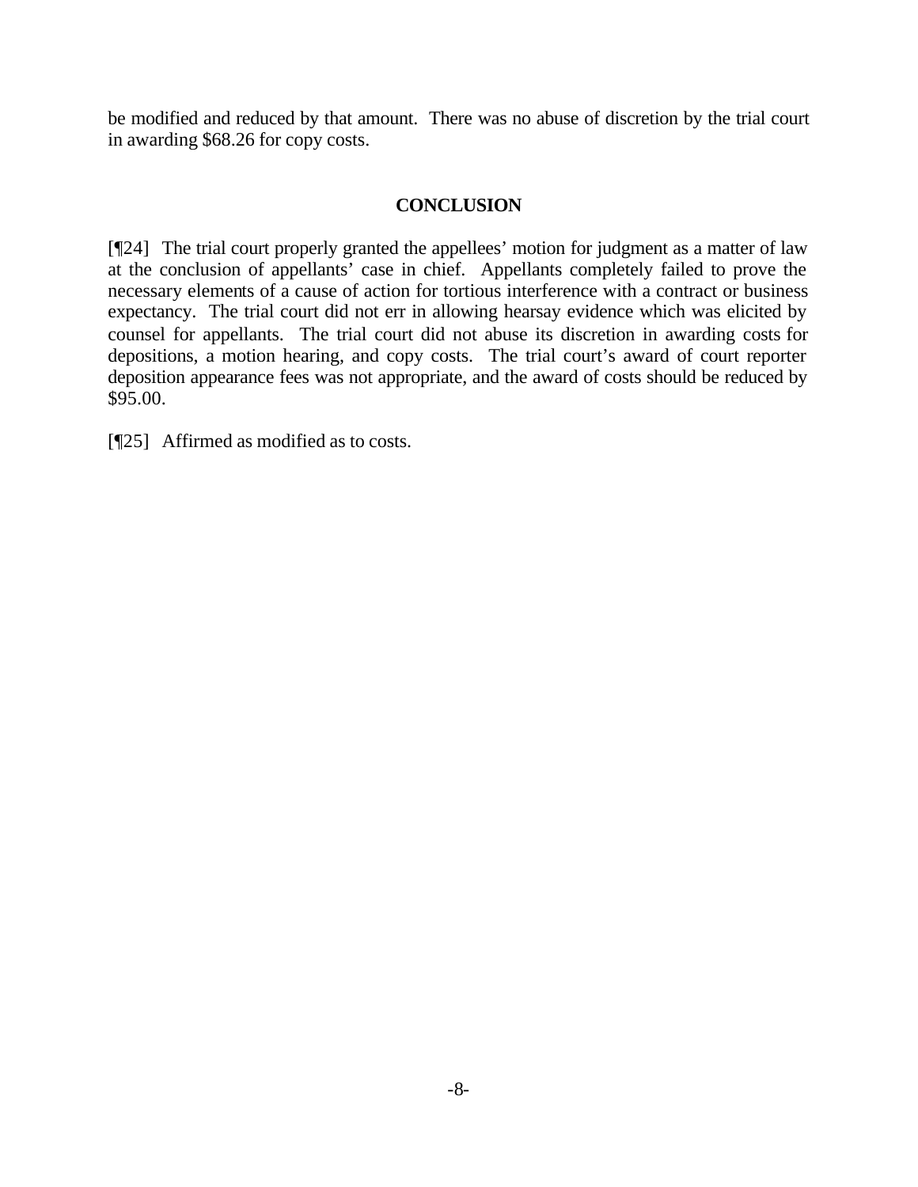be modified and reduced by that amount. There was no abuse of discretion by the trial court in awarding $68.26 for copy costs.

## CONCLUSION

[¶24] The trial court properly granted the appellees' motion for judgment as a matter of law at the conclusion of appellants' case in chief. Appellants completely failed to prove the necessary elements of a cause of action for tortious interference with a contract or business expectancy. The trial court did not err in allowing hearsay evidence which was elicited by counsel for appellants. The trial court did not abuse its discretion in awarding costs for depositions, a motion hearing, and copy costs. The trial court's award of court reporter deposition appearance fees was not appropriate, and the award of costs should be reduced by $95.00.

[¶25] Affirmed as modified as to costs.